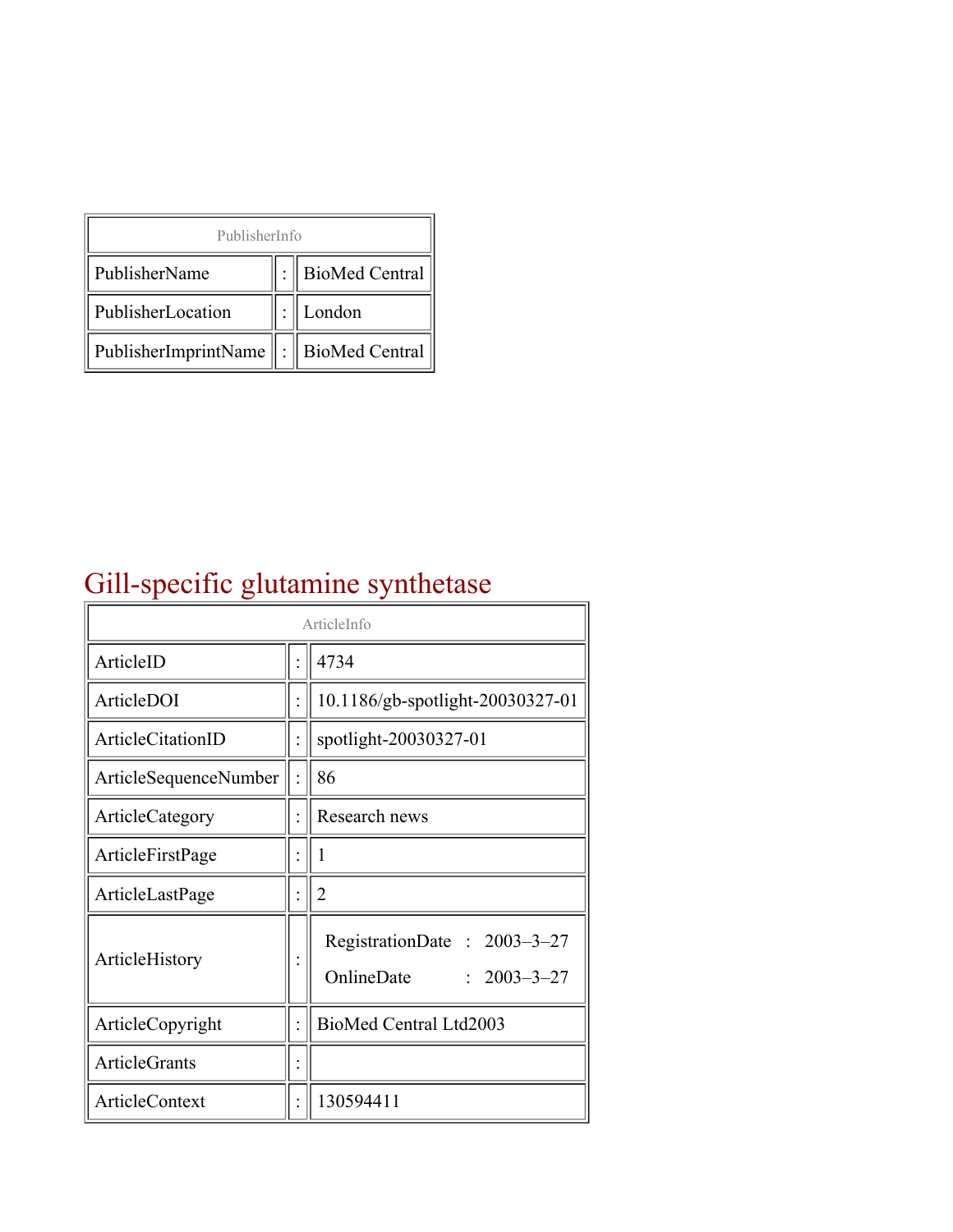| PublisherInfo | | |
|---|---|---|
| PublisherName | : | BioMed Central |
| PublisherLocation | : | London |
| PublisherImprintName | : | BioMed Central |

# Gill-specific glutamine synthetase

| ArticleInfo | | |
|---|---|---|
| ArticleID | : | 4734 |
| ArticleDOI | : | 10.1186/gb-spotlight-20030327-01 |
| ArticleCitationID | : | spotlight-20030327-01 |
| ArticleSequenceNumber | : | 86 |
| ArticleCategory | : | Research news |
| ArticleFirstPage | : | 1 |
| ArticleLastPage | : | 2 |
| ArticleHistory | : | RegistrationDate : 2003–3–27<br>OnlineDate : 2003–3–27 |
| ArticleCopyright | : | BioMed Central Ltd2003 |
| ArticleGrants | : | |
| ArticleContext | : | 130594411 |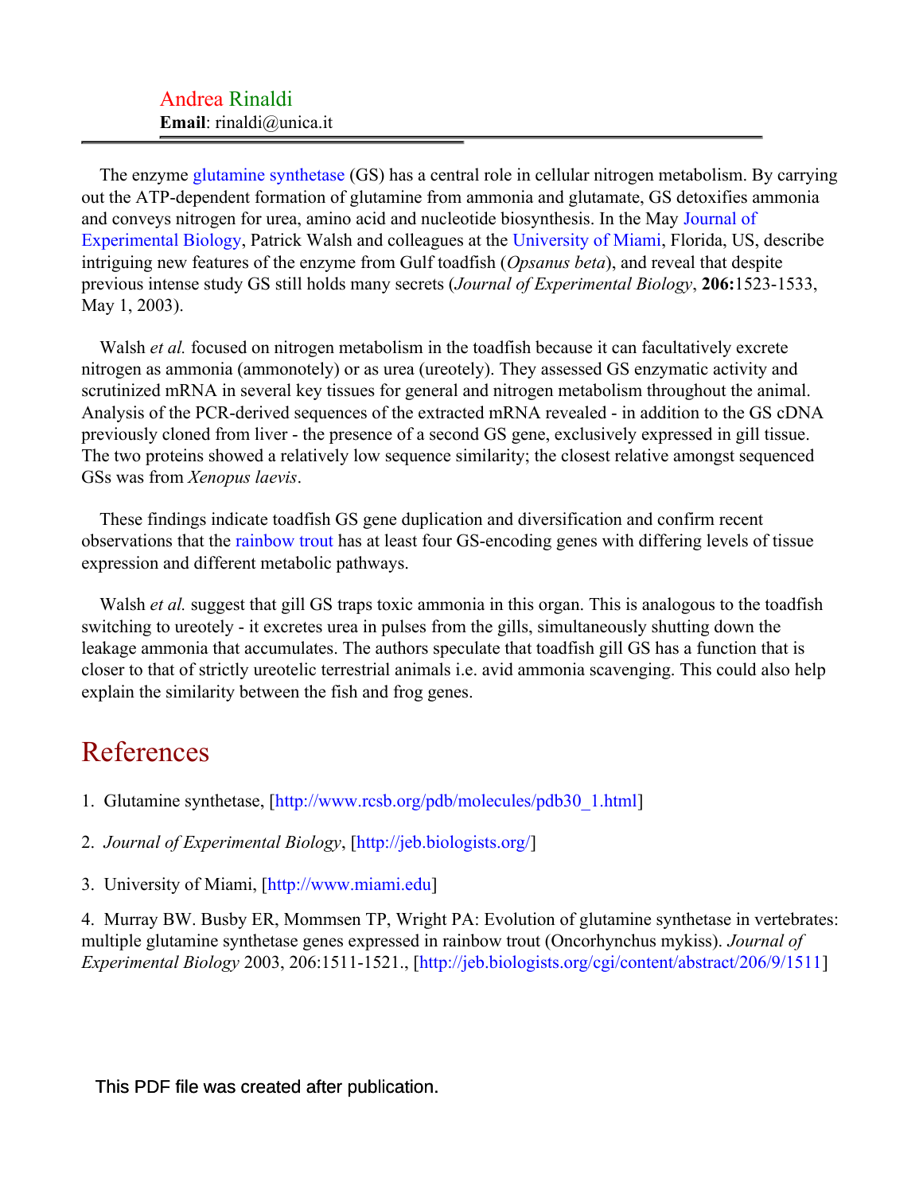Andrea Rinaldi
**Email**: rinaldi@unica.it

The enzyme glutamine synthetase (GS) has a central role in cellular nitrogen metabolism. By carrying out the ATP-dependent formation of glutamine from ammonia and glutamate, GS detoxifies ammonia and conveys nitrogen for urea, amino acid and nucleotide biosynthesis. In the May Journal of Experimental Biology, Patrick Walsh and colleagues at the University of Miami, Florida, US, describe intriguing new features of the enzyme from Gulf toadfish (*Opsanus beta*), and reveal that despite previous intense study GS still holds many secrets (*Journal of Experimental Biology*, **206:**1523-1533, May 1, 2003).

Walsh *et al.* focused on nitrogen metabolism in the toadfish because it can facultatively excrete nitrogen as ammonia (ammonotely) or as urea (ureotely). They assessed GS enzymatic activity and scrutinized mRNA in several key tissues for general and nitrogen metabolism throughout the animal. Analysis of the PCR-derived sequences of the extracted mRNA revealed - in addition to the GS cDNA previously cloned from liver - the presence of a second GS gene, exclusively expressed in gill tissue. The two proteins showed a relatively low sequence similarity; the closest relative amongst sequenced GSs was from *Xenopus laevis*.

These findings indicate toadfish GS gene duplication and diversification and confirm recent observations that the rainbow trout has at least four GS-encoding genes with differing levels of tissue expression and different metabolic pathways.

Walsh *et al.* suggest that gill GS traps toxic ammonia in this organ. This is analogous to the toadfish switching to ureotely - it excretes urea in pulses from the gills, simultaneously shutting down the leakage ammonia that accumulates. The authors speculate that toadfish gill GS has a function that is closer to that of strictly ureotelic terrestrial animals i.e. avid ammonia scavenging. This could also help explain the similarity between the fish and frog genes.

# References

1. Glutamine synthetase, [http://www.rcsb.org/pdb/molecules/pdb30_1.html]

2. *Journal of Experimental Biology*, [http://jeb.biologists.org/]

3. University of Miami, [http://www.miami.edu]

4. Murray BW. Busby ER, Mommsen TP, Wright PA: Evolution of glutamine synthetase in vertebrates: multiple glutamine synthetase genes expressed in rainbow trout (Oncorhynchus mykiss). *Journal of Experimental Biology* 2003, 206:1511-1521., [http://jeb.biologists.org/cgi/content/abstract/206/9/1511]

This PDF file was created after publication.